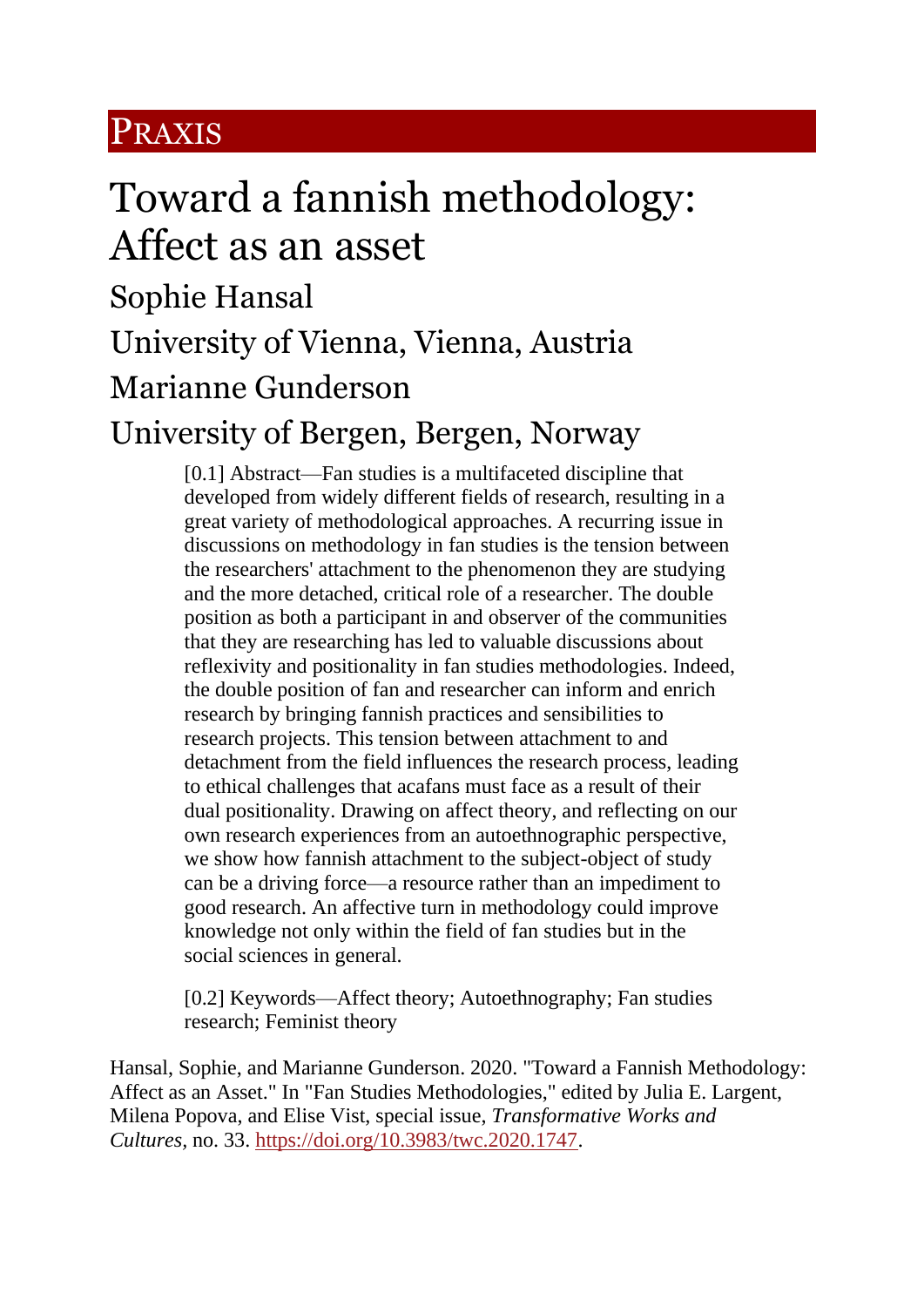PRAXIS

# Toward a fannish methodology: Affect as an asset

## Sophie Hansal

## University of Vienna, Vienna, Austria

## Marianne Gunderson

## University of Bergen, Bergen, Norway

[0.1] Abstract—Fan studies is a multifaceted discipline that developed from widely different fields of research, resulting in a great variety of methodological approaches. A recurring issue in discussions on methodology in fan studies is the tension between the researchers' attachment to the phenomenon they are studying and the more detached, critical role of a researcher. The double position as both a participant in and observer of the communities that they are researching has led to valuable discussions about reflexivity and positionality in fan studies methodologies. Indeed, the double position of fan and researcher can inform and enrich research by bringing fannish practices and sensibilities to research projects. This tension between attachment to and detachment from the field influences the research process, leading to ethical challenges that acafans must face as a result of their dual positionality. Drawing on affect theory, and reflecting on our own research experiences from an autoethnographic perspective, we show how fannish attachment to the subject-object of study can be a driving force—a resource rather than an impediment to good research. An affective turn in methodology could improve knowledge not only within the field of fan studies but in the social sciences in general.

[0.2] Keywords—Affect theory; Autoethnography; Fan studies research; Feminist theory

Hansal, Sophie, and Marianne Gunderson. 2020. "Toward a Fannish Methodology: Affect as an Asset." In "Fan Studies Methodologies," edited by Julia E. Largent, Milena Popova, and Elise Vist, special issue, *Transformative Works and Cultures*, no. 33. https://doi.org/10.3983/twc.2020.1747.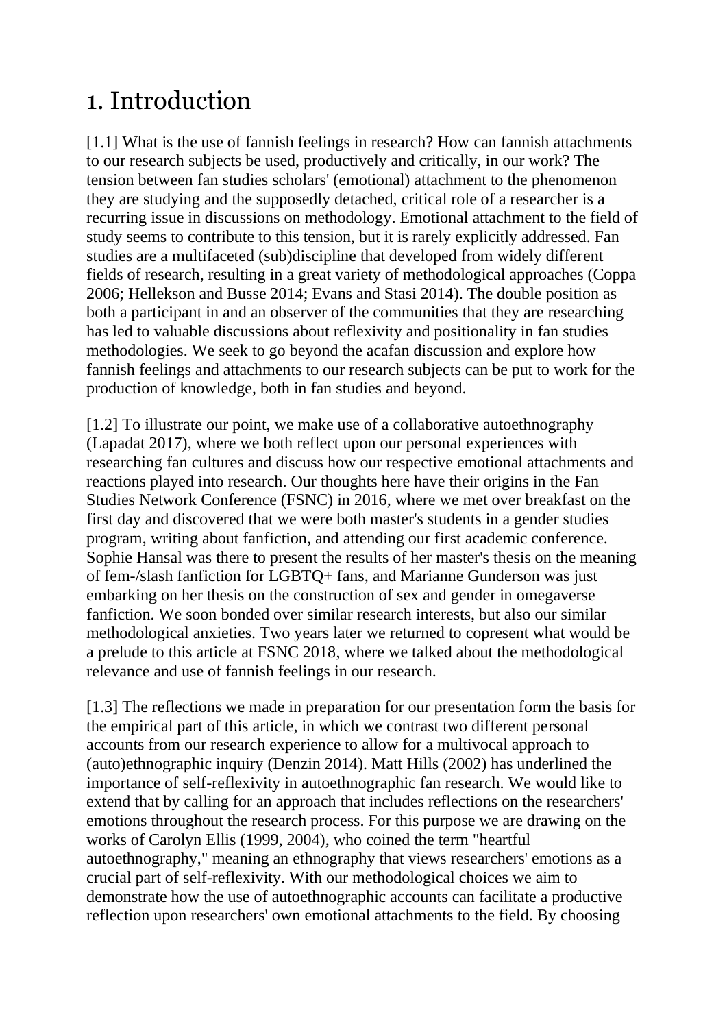# 1. Introduction

[1.1] What is the use of fannish feelings in research? How can fannish attachments to our research subjects be used, productively and critically, in our work? The tension between fan studies scholars' (emotional) attachment to the phenomenon they are studying and the supposedly detached, critical role of a researcher is a recurring issue in discussions on methodology. Emotional attachment to the field of study seems to contribute to this tension, but it is rarely explicitly addressed. Fan studies are a multifaceted (sub)discipline that developed from widely different fields of research, resulting in a great variety of methodological approaches (Coppa 2006; Hellekson and Busse 2014; Evans and Stasi 2014). The double position as both a participant in and an observer of the communities that they are researching has led to valuable discussions about reflexivity and positionality in fan studies methodologies. We seek to go beyond the acafan discussion and explore how fannish feelings and attachments to our research subjects can be put to work for the production of knowledge, both in fan studies and beyond.

[1.2] To illustrate our point, we make use of a collaborative autoethnography (Lapadat 2017), where we both reflect upon our personal experiences with researching fan cultures and discuss how our respective emotional attachments and reactions played into research. Our thoughts here have their origins in the Fan Studies Network Conference (FSNC) in 2016, where we met over breakfast on the first day and discovered that we were both master's students in a gender studies program, writing about fanfiction, and attending our first academic conference. Sophie Hansal was there to present the results of her master's thesis on the meaning of fem-/slash fanfiction for LGBTQ+ fans, and Marianne Gunderson was just embarking on her thesis on the construction of sex and gender in omegaverse fanfiction. We soon bonded over similar research interests, but also our similar methodological anxieties. Two years later we returned to copresent what would be a prelude to this article at FSNC 2018, where we talked about the methodological relevance and use of fannish feelings in our research.

[1.3] The reflections we made in preparation for our presentation form the basis for the empirical part of this article, in which we contrast two different personal accounts from our research experience to allow for a multivocal approach to (auto)ethnographic inquiry (Denzin 2014). Matt Hills (2002) has underlined the importance of self-reflexivity in autoethnographic fan research. We would like to extend that by calling for an approach that includes reflections on the researchers' emotions throughout the research process. For this purpose we are drawing on the works of Carolyn Ellis (1999, 2004), who coined the term "heartful autoethnography," meaning an ethnography that views researchers' emotions as a crucial part of self-reflexivity. With our methodological choices we aim to demonstrate how the use of autoethnographic accounts can facilitate a productive reflection upon researchers' own emotional attachments to the field. By choosing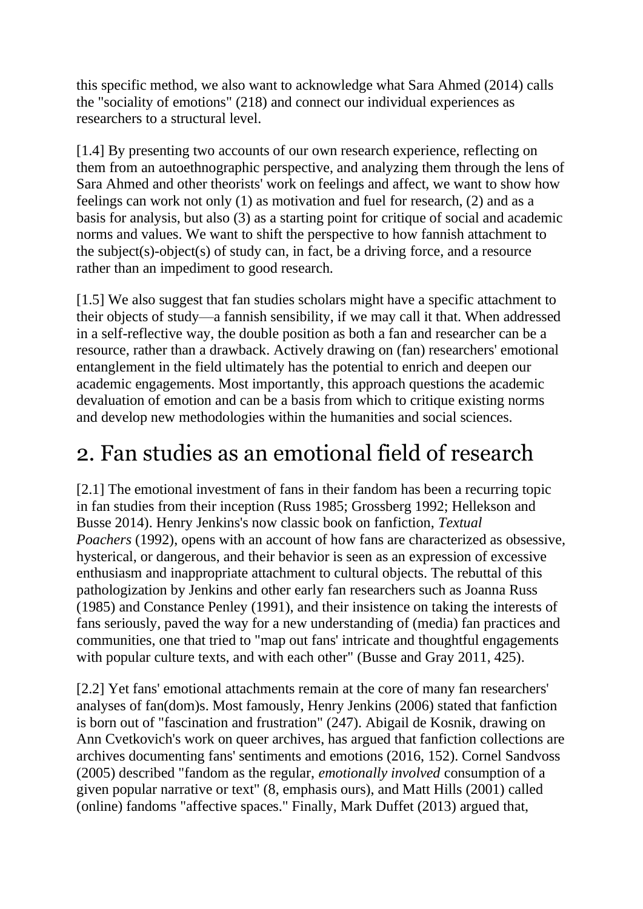this specific method, we also want to acknowledge what Sara Ahmed (2014) calls the "sociality of emotions" (218) and connect our individual experiences as researchers to a structural level.

[1.4] By presenting two accounts of our own research experience, reflecting on them from an autoethnographic perspective, and analyzing them through the lens of Sara Ahmed and other theorists' work on feelings and affect, we want to show how feelings can work not only (1) as motivation and fuel for research, (2) and as a basis for analysis, but also (3) as a starting point for critique of social and academic norms and values. We want to shift the perspective to how fannish attachment to the subject(s)-object(s) of study can, in fact, be a driving force, and a resource rather than an impediment to good research.

[1.5] We also suggest that fan studies scholars might have a specific attachment to their objects of study—a fannish sensibility, if we may call it that. When addressed in a self-reflective way, the double position as both a fan and researcher can be a resource, rather than a drawback. Actively drawing on (fan) researchers' emotional entanglement in the field ultimately has the potential to enrich and deepen our academic engagements. Most importantly, this approach questions the academic devaluation of emotion and can be a basis from which to critique existing norms and develop new methodologies within the humanities and social sciences.

## 2. Fan studies as an emotional field of research

[2.1] The emotional investment of fans in their fandom has been a recurring topic in fan studies from their inception (Russ 1985; Grossberg 1992; Hellekson and Busse 2014). Henry Jenkins's now classic book on fanfiction, *Textual Poachers* (1992), opens with an account of how fans are characterized as obsessive, hysterical, or dangerous, and their behavior is seen as an expression of excessive enthusiasm and inappropriate attachment to cultural objects. The rebuttal of this pathologization by Jenkins and other early fan researchers such as Joanna Russ (1985) and Constance Penley (1991), and their insistence on taking the interests of fans seriously, paved the way for a new understanding of (media) fan practices and communities, one that tried to "map out fans' intricate and thoughtful engagements with popular culture texts, and with each other" (Busse and Gray 2011, 425).

[2.2] Yet fans' emotional attachments remain at the core of many fan researchers' analyses of fan(dom)s. Most famously, Henry Jenkins (2006) stated that fanfiction is born out of "fascination and frustration" (247). Abigail de Kosnik, drawing on Ann Cvetkovich's work on queer archives, has argued that fanfiction collections are archives documenting fans' sentiments and emotions (2016, 152). Cornel Sandvoss (2005) described "fandom as the regular, *emotionally involved* consumption of a given popular narrative or text" (8, emphasis ours), and Matt Hills (2001) called (online) fandoms "affective spaces." Finally, Mark Duffet (2013) argued that,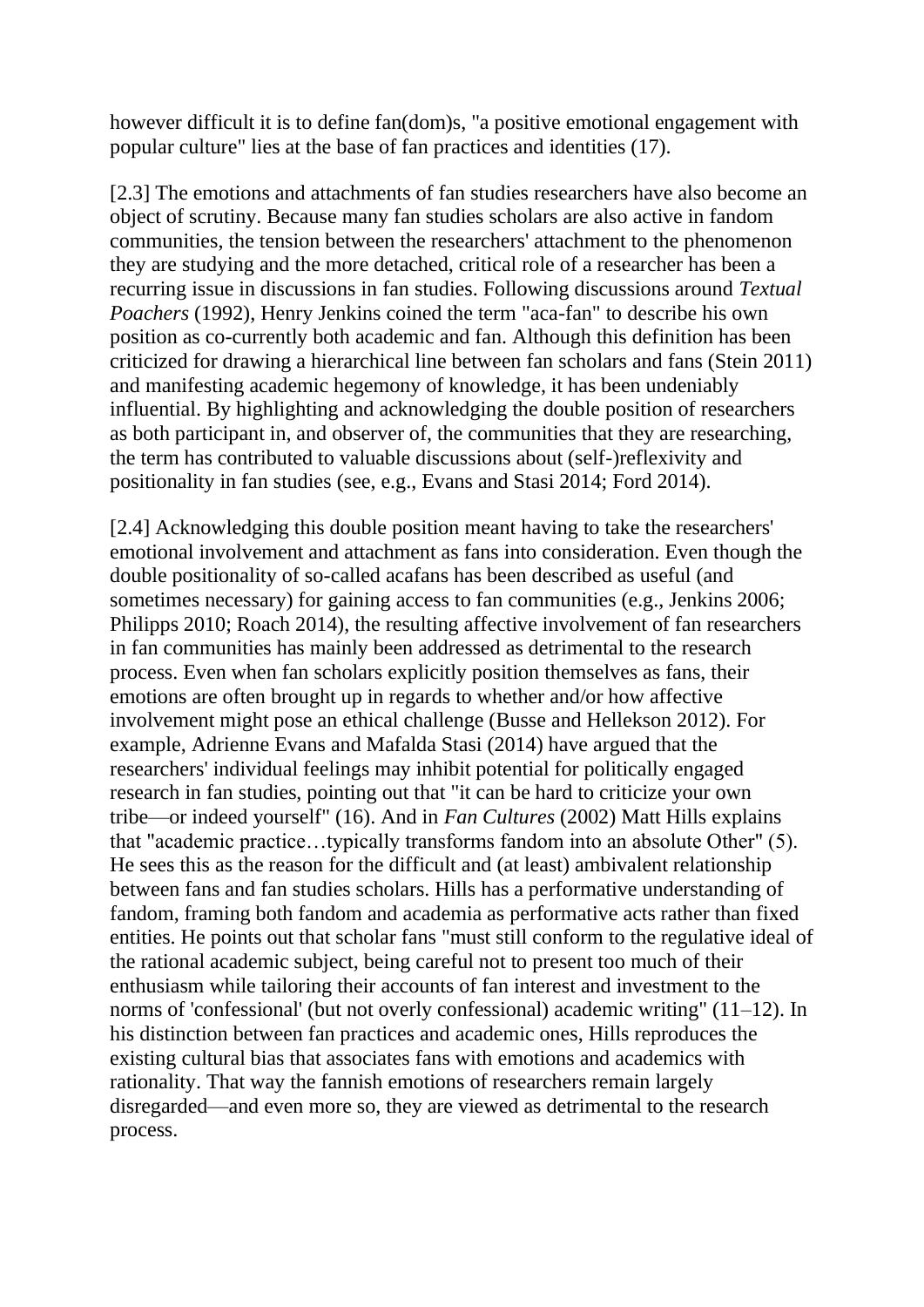however difficult it is to define fan(dom)s, "a positive emotional engagement with popular culture" lies at the base of fan practices and identities (17).

[2.3] The emotions and attachments of fan studies researchers have also become an object of scrutiny. Because many fan studies scholars are also active in fandom communities, the tension between the researchers' attachment to the phenomenon they are studying and the more detached, critical role of a researcher has been a recurring issue in discussions in fan studies. Following discussions around *Textual Poachers* (1992), Henry Jenkins coined the term "aca-fan" to describe his own position as co-currently both academic and fan. Although this definition has been criticized for drawing a hierarchical line between fan scholars and fans (Stein 2011) and manifesting academic hegemony of knowledge, it has been undeniably influential. By highlighting and acknowledging the double position of researchers as both participant in, and observer of, the communities that they are researching, the term has contributed to valuable discussions about (self-)reflexivity and positionality in fan studies (see, e.g., Evans and Stasi 2014; Ford 2014).

[2.4] Acknowledging this double position meant having to take the researchers' emotional involvement and attachment as fans into consideration. Even though the double positionality of so-called acafans has been described as useful (and sometimes necessary) for gaining access to fan communities (e.g., Jenkins 2006; Philipps 2010; Roach 2014), the resulting affective involvement of fan researchers in fan communities has mainly been addressed as detrimental to the research process. Even when fan scholars explicitly position themselves as fans, their emotions are often brought up in regards to whether and/or how affective involvement might pose an ethical challenge (Busse and Hellekson 2012). For example, Adrienne Evans and Mafalda Stasi (2014) have argued that the researchers' individual feelings may inhibit potential for politically engaged research in fan studies, pointing out that "it can be hard to criticize your own tribe—or indeed yourself" (16). And in *Fan Cultures* (2002) Matt Hills explains that "academic practice…typically transforms fandom into an absolute Other" (5). He sees this as the reason for the difficult and (at least) ambivalent relationship between fans and fan studies scholars. Hills has a performative understanding of fandom, framing both fandom and academia as performative acts rather than fixed entities. He points out that scholar fans "must still conform to the regulative ideal of the rational academic subject, being careful not to present too much of their enthusiasm while tailoring their accounts of fan interest and investment to the norms of 'confessional' (but not overly confessional) academic writing" (11–12). In his distinction between fan practices and academic ones, Hills reproduces the existing cultural bias that associates fans with emotions and academics with rationality. That way the fannish emotions of researchers remain largely disregarded—and even more so, they are viewed as detrimental to the research process.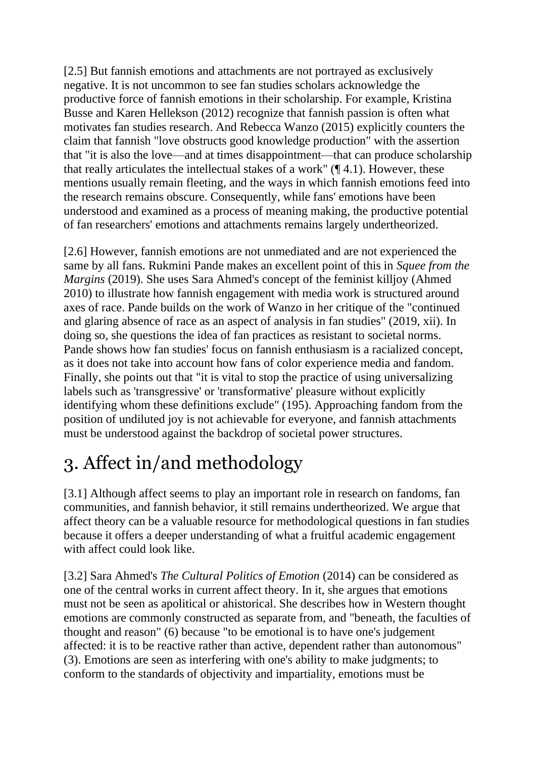[2.5] But fannish emotions and attachments are not portrayed as exclusively negative. It is not uncommon to see fan studies scholars acknowledge the productive force of fannish emotions in their scholarship. For example, Kristina Busse and Karen Hellekson (2012) recognize that fannish passion is often what motivates fan studies research. And Rebecca Wanzo (2015) explicitly counters the claim that fannish "love obstructs good knowledge production" with the assertion that "it is also the love—and at times disappointment—that can produce scholarship that really articulates the intellectual stakes of a work" (¶ 4.1). However, these mentions usually remain fleeting, and the ways in which fannish emotions feed into the research remains obscure. Consequently, while fans' emotions have been understood and examined as a process of meaning making, the productive potential of fan researchers' emotions and attachments remains largely undertheorized.

[2.6] However, fannish emotions are not unmediated and are not experienced the same by all fans. Rukmini Pande makes an excellent point of this in *Squee from the Margins* (2019). She uses Sara Ahmed's concept of the feminist killjoy (Ahmed 2010) to illustrate how fannish engagement with media work is structured around axes of race. Pande builds on the work of Wanzo in her critique of the "continued and glaring absence of race as an aspect of analysis in fan studies" (2019, xii). In doing so, she questions the idea of fan practices as resistant to societal norms. Pande shows how fan studies' focus on fannish enthusiasm is a racialized concept, as it does not take into account how fans of color experience media and fandom. Finally, she points out that "it is vital to stop the practice of using universalizing labels such as 'transgressive' or 'transformative' pleasure without explicitly identifying whom these definitions exclude" (195). Approaching fandom from the position of undiluted joy is not achievable for everyone, and fannish attachments must be understood against the backdrop of societal power structures.

# 3. Affect in/and methodology

[3.1] Although affect seems to play an important role in research on fandoms, fan communities, and fannish behavior, it still remains undertheorized. We argue that affect theory can be a valuable resource for methodological questions in fan studies because it offers a deeper understanding of what a fruitful academic engagement with affect could look like.

[3.2] Sara Ahmed's *The Cultural Politics of Emotion* (2014) can be considered as one of the central works in current affect theory. In it, she argues that emotions must not be seen as apolitical or ahistorical. She describes how in Western thought emotions are commonly constructed as separate from, and "beneath, the faculties of thought and reason" (6) because "to be emotional is to have one's judgement affected: it is to be reactive rather than active, dependent rather than autonomous" (3). Emotions are seen as interfering with one's ability to make judgments; to conform to the standards of objectivity and impartiality, emotions must be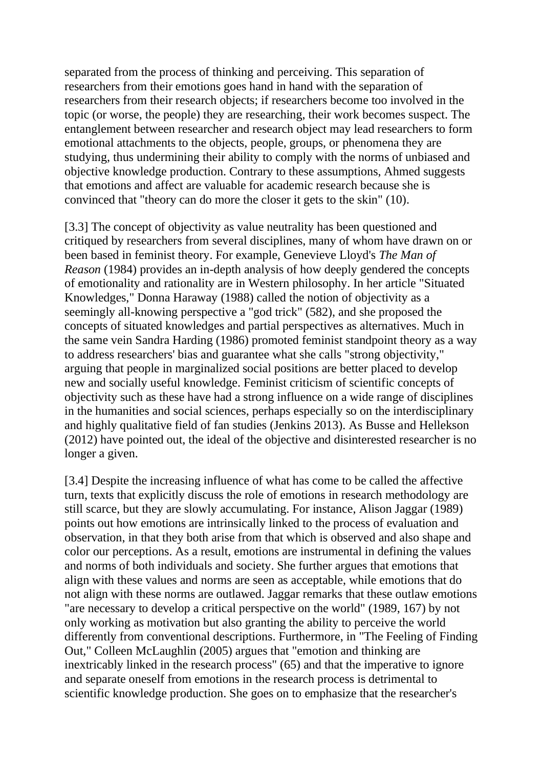separated from the process of thinking and perceiving. This separation of researchers from their emotions goes hand in hand with the separation of researchers from their research objects; if researchers become too involved in the topic (or worse, the people) they are researching, their work becomes suspect. The entanglement between researcher and research object may lead researchers to form emotional attachments to the objects, people, groups, or phenomena they are studying, thus undermining their ability to comply with the norms of unbiased and objective knowledge production. Contrary to these assumptions, Ahmed suggests that emotions and affect are valuable for academic research because she is convinced that "theory can do more the closer it gets to the skin" (10).

[3.3] The concept of objectivity as value neutrality has been questioned and critiqued by researchers from several disciplines, many of whom have drawn on or been based in feminist theory. For example, Genevieve Lloyd's *The Man of Reason* (1984) provides an in-depth analysis of how deeply gendered the concepts of emotionality and rationality are in Western philosophy. In her article "Situated Knowledges," Donna Haraway (1988) called the notion of objectivity as a seemingly all-knowing perspective a "god trick" (582), and she proposed the concepts of situated knowledges and partial perspectives as alternatives. Much in the same vein Sandra Harding (1986) promoted feminist standpoint theory as a way to address researchers' bias and guarantee what she calls "strong objectivity," arguing that people in marginalized social positions are better placed to develop new and socially useful knowledge. Feminist criticism of scientific concepts of objectivity such as these have had a strong influence on a wide range of disciplines in the humanities and social sciences, perhaps especially so on the interdisciplinary and highly qualitative field of fan studies (Jenkins 2013). As Busse and Hellekson (2012) have pointed out, the ideal of the objective and disinterested researcher is no longer a given.

[3.4] Despite the increasing influence of what has come to be called the affective turn, texts that explicitly discuss the role of emotions in research methodology are still scarce, but they are slowly accumulating. For instance, Alison Jaggar (1989) points out how emotions are intrinsically linked to the process of evaluation and observation, in that they both arise from that which is observed and also shape and color our perceptions. As a result, emotions are instrumental in defining the values and norms of both individuals and society. She further argues that emotions that align with these values and norms are seen as acceptable, while emotions that do not align with these norms are outlawed. Jaggar remarks that these outlaw emotions "are necessary to develop a critical perspective on the world" (1989, 167) by not only working as motivation but also granting the ability to perceive the world differently from conventional descriptions. Furthermore, in "The Feeling of Finding Out," Colleen McLaughlin (2005) argues that "emotion and thinking are inextricably linked in the research process" (65) and that the imperative to ignore and separate oneself from emotions in the research process is detrimental to scientific knowledge production. She goes on to emphasize that the researcher's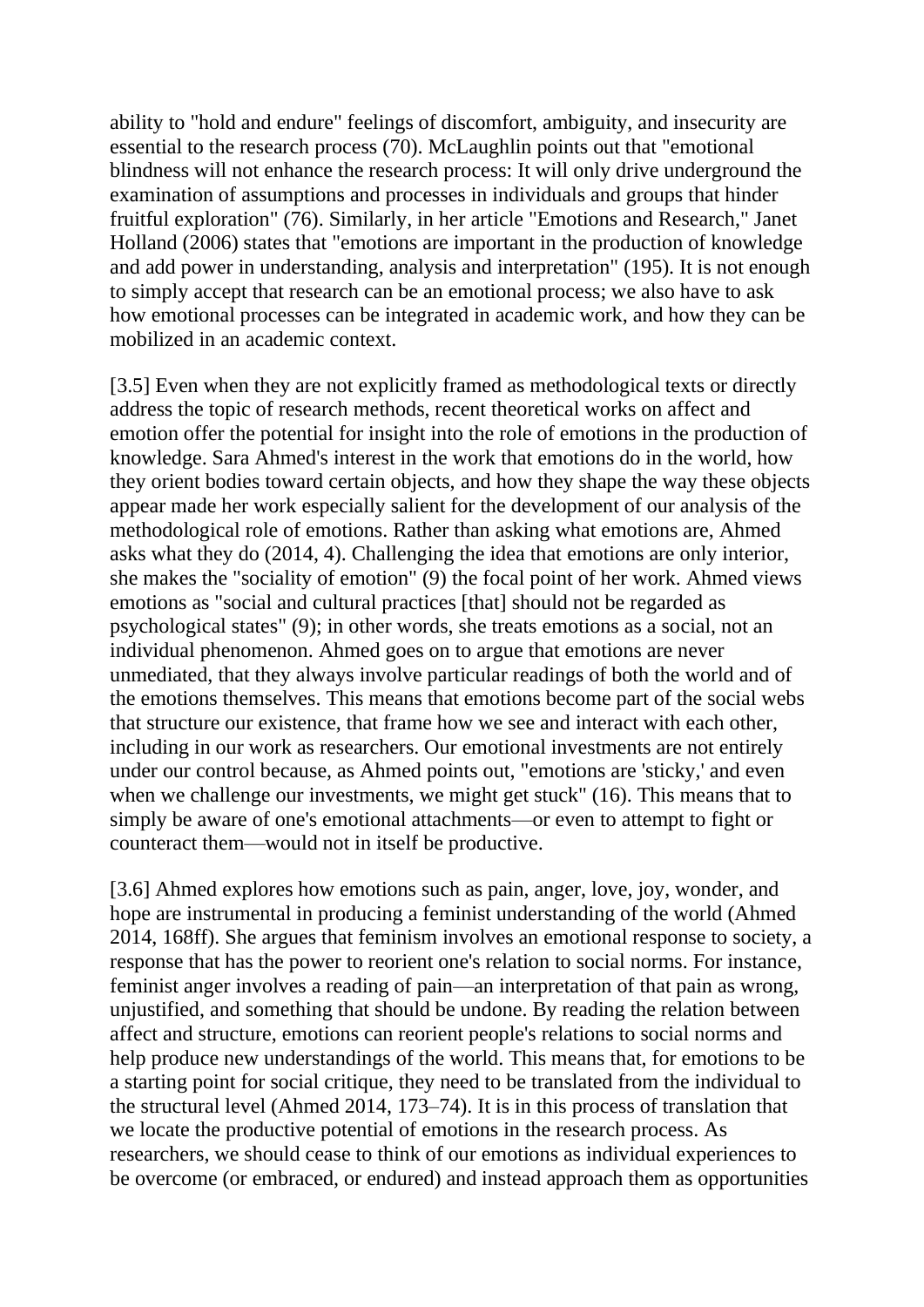ability to "hold and endure" feelings of discomfort, ambiguity, and insecurity are essential to the research process (70). McLaughlin points out that "emotional blindness will not enhance the research process: It will only drive underground the examination of assumptions and processes in individuals and groups that hinder fruitful exploration" (76). Similarly, in her article "Emotions and Research," Janet Holland (2006) states that "emotions are important in the production of knowledge and add power in understanding, analysis and interpretation" (195). It is not enough to simply accept that research can be an emotional process; we also have to ask how emotional processes can be integrated in academic work, and how they can be mobilized in an academic context.

[3.5] Even when they are not explicitly framed as methodological texts or directly address the topic of research methods, recent theoretical works on affect and emotion offer the potential for insight into the role of emotions in the production of knowledge. Sara Ahmed's interest in the work that emotions do in the world, how they orient bodies toward certain objects, and how they shape the way these objects appear made her work especially salient for the development of our analysis of the methodological role of emotions. Rather than asking what emotions are, Ahmed asks what they do (2014, 4). Challenging the idea that emotions are only interior, she makes the "sociality of emotion" (9) the focal point of her work. Ahmed views emotions as "social and cultural practices [that] should not be regarded as psychological states" (9); in other words, she treats emotions as a social, not an individual phenomenon. Ahmed goes on to argue that emotions are never unmediated, that they always involve particular readings of both the world and of the emotions themselves. This means that emotions become part of the social webs that structure our existence, that frame how we see and interact with each other, including in our work as researchers. Our emotional investments are not entirely under our control because, as Ahmed points out, "emotions are 'sticky,' and even when we challenge our investments, we might get stuck" (16). This means that to simply be aware of one's emotional attachments—or even to attempt to fight or counteract them—would not in itself be productive.

[3.6] Ahmed explores how emotions such as pain, anger, love, joy, wonder, and hope are instrumental in producing a feminist understanding of the world (Ahmed 2014, 168ff). She argues that feminism involves an emotional response to society, a response that has the power to reorient one's relation to social norms. For instance, feminist anger involves a reading of pain—an interpretation of that pain as wrong, unjustified, and something that should be undone. By reading the relation between affect and structure, emotions can reorient people's relations to social norms and help produce new understandings of the world. This means that, for emotions to be a starting point for social critique, they need to be translated from the individual to the structural level (Ahmed 2014, 173–74). It is in this process of translation that we locate the productive potential of emotions in the research process. As researchers, we should cease to think of our emotions as individual experiences to be overcome (or embraced, or endured) and instead approach them as opportunities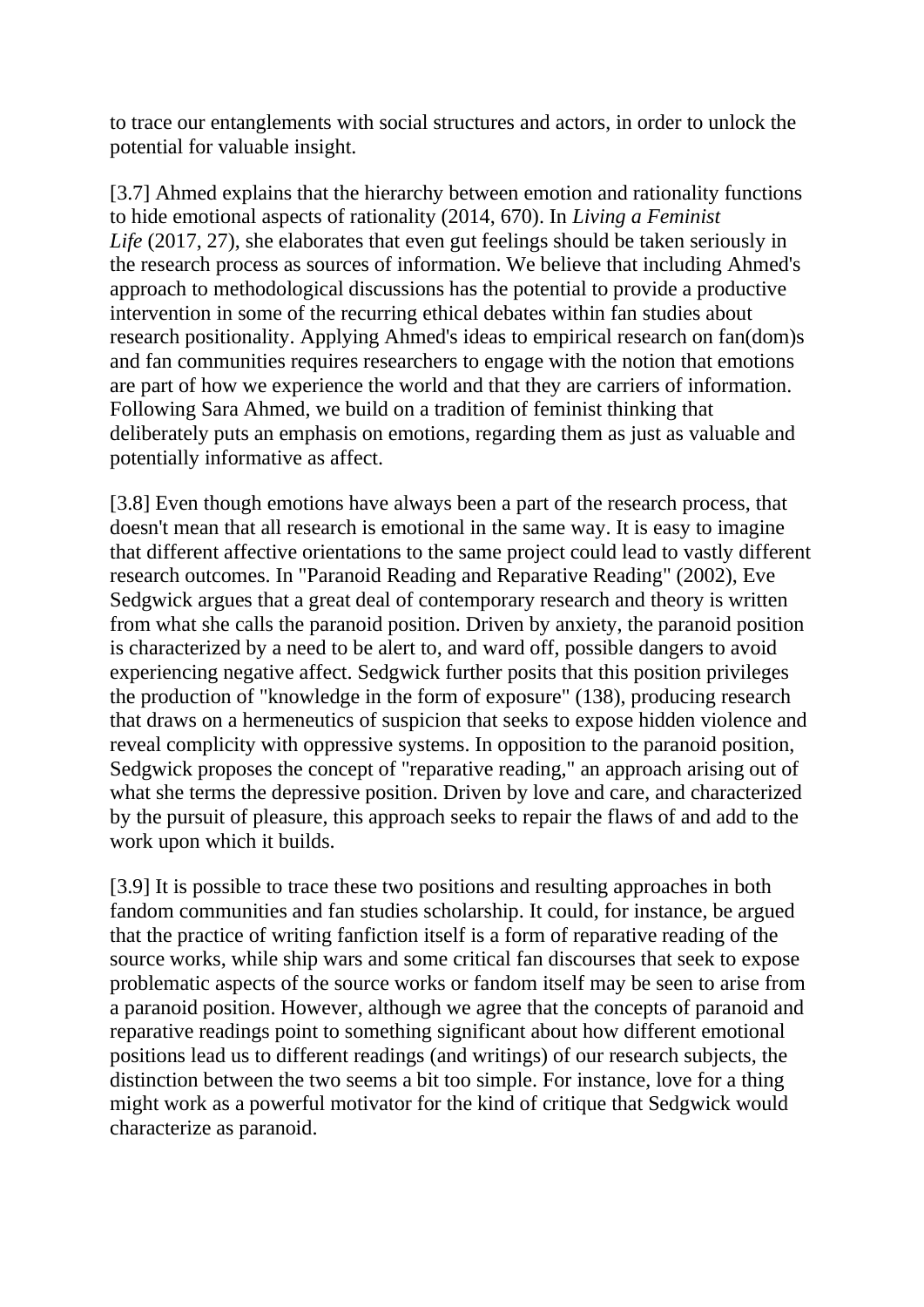to trace our entanglements with social structures and actors, in order to unlock the potential for valuable insight.

[3.7] Ahmed explains that the hierarchy between emotion and rationality functions to hide emotional aspects of rationality (2014, 670). In *Living a Feminist Life* (2017, 27), she elaborates that even gut feelings should be taken seriously in the research process as sources of information. We believe that including Ahmed's approach to methodological discussions has the potential to provide a productive intervention in some of the recurring ethical debates within fan studies about research positionality. Applying Ahmed's ideas to empirical research on fan(dom)s and fan communities requires researchers to engage with the notion that emotions are part of how we experience the world and that they are carriers of information. Following Sara Ahmed, we build on a tradition of feminist thinking that deliberately puts an emphasis on emotions, regarding them as just as valuable and potentially informative as affect.

[3.8] Even though emotions have always been a part of the research process, that doesn't mean that all research is emotional in the same way. It is easy to imagine that different affective orientations to the same project could lead to vastly different research outcomes. In "Paranoid Reading and Reparative Reading" (2002), Eve Sedgwick argues that a great deal of contemporary research and theory is written from what she calls the paranoid position. Driven by anxiety, the paranoid position is characterized by a need to be alert to, and ward off, possible dangers to avoid experiencing negative affect. Sedgwick further posits that this position privileges the production of "knowledge in the form of exposure" (138), producing research that draws on a hermeneutics of suspicion that seeks to expose hidden violence and reveal complicity with oppressive systems. In opposition to the paranoid position, Sedgwick proposes the concept of "reparative reading," an approach arising out of what she terms the depressive position. Driven by love and care, and characterized by the pursuit of pleasure, this approach seeks to repair the flaws of and add to the work upon which it builds.

[3.9] It is possible to trace these two positions and resulting approaches in both fandom communities and fan studies scholarship. It could, for instance, be argued that the practice of writing fanfiction itself is a form of reparative reading of the source works, while ship wars and some critical fan discourses that seek to expose problematic aspects of the source works or fandom itself may be seen to arise from a paranoid position. However, although we agree that the concepts of paranoid and reparative readings point to something significant about how different emotional positions lead us to different readings (and writings) of our research subjects, the distinction between the two seems a bit too simple. For instance, love for a thing might work as a powerful motivator for the kind of critique that Sedgwick would characterize as paranoid.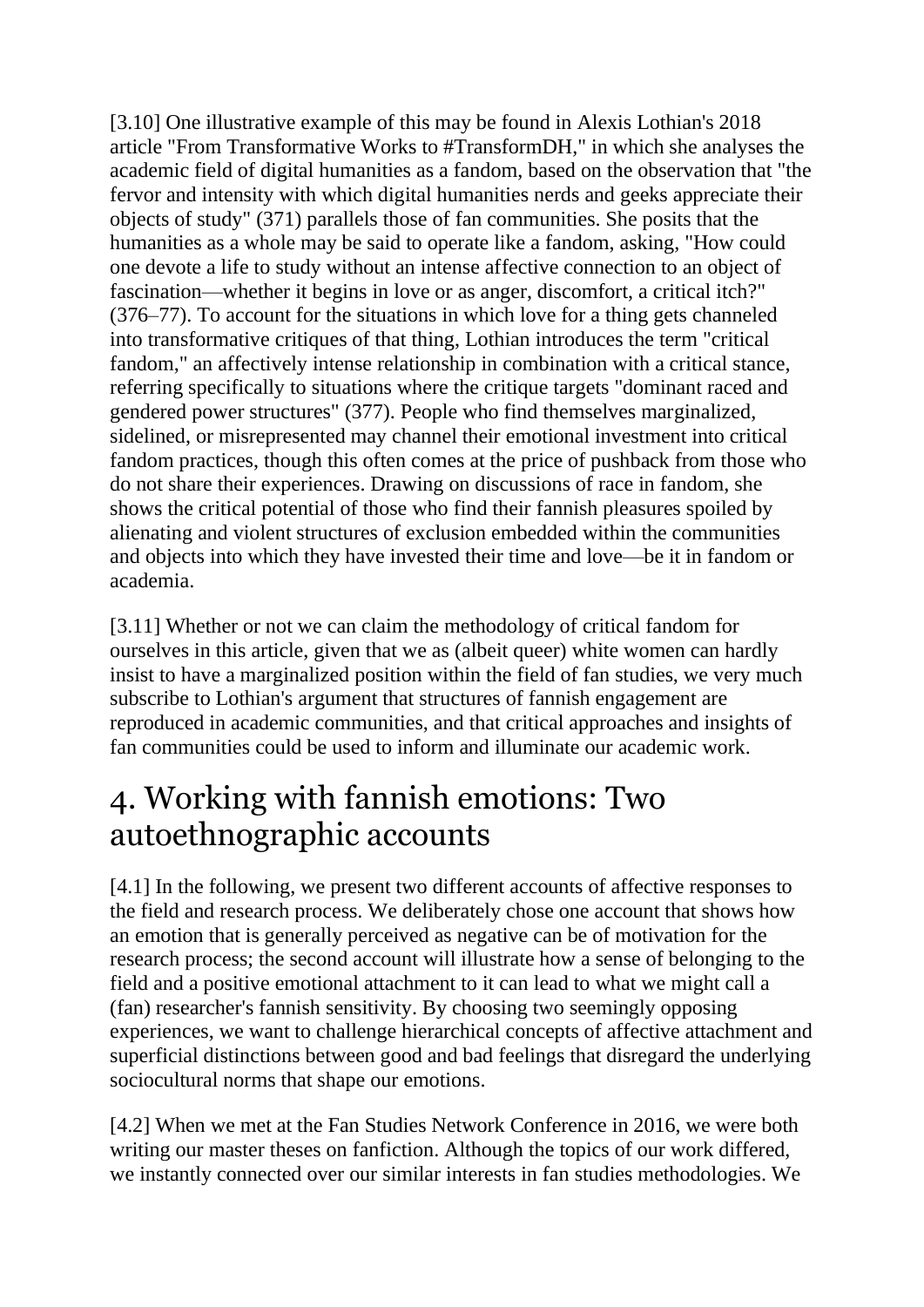[3.10] One illustrative example of this may be found in Alexis Lothian's 2018 article "From Transformative Works to #TransformDH," in which she analyses the academic field of digital humanities as a fandom, based on the observation that "the fervor and intensity with which digital humanities nerds and geeks appreciate their objects of study" (371) parallels those of fan communities. She posits that the humanities as a whole may be said to operate like a fandom, asking, "How could one devote a life to study without an intense affective connection to an object of fascination—whether it begins in love or as anger, discomfort, a critical itch?" (376–77). To account for the situations in which love for a thing gets channeled into transformative critiques of that thing, Lothian introduces the term "critical fandom," an affectively intense relationship in combination with a critical stance, referring specifically to situations where the critique targets "dominant raced and gendered power structures" (377). People who find themselves marginalized, sidelined, or misrepresented may channel their emotional investment into critical fandom practices, though this often comes at the price of pushback from those who do not share their experiences. Drawing on discussions of race in fandom, she shows the critical potential of those who find their fannish pleasures spoiled by alienating and violent structures of exclusion embedded within the communities and objects into which they have invested their time and love—be it in fandom or academia.

[3.11] Whether or not we can claim the methodology of critical fandom for ourselves in this article, given that we as (albeit queer) white women can hardly insist to have a marginalized position within the field of fan studies, we very much subscribe to Lothian's argument that structures of fannish engagement are reproduced in academic communities, and that critical approaches and insights of fan communities could be used to inform and illuminate our academic work.

# 4. Working with fannish emotions: Two autoethnographic accounts

[4.1] In the following, we present two different accounts of affective responses to the field and research process. We deliberately chose one account that shows how an emotion that is generally perceived as negative can be of motivation for the research process; the second account will illustrate how a sense of belonging to the field and a positive emotional attachment to it can lead to what we might call a (fan) researcher's fannish sensitivity. By choosing two seemingly opposing experiences, we want to challenge hierarchical concepts of affective attachment and superficial distinctions between good and bad feelings that disregard the underlying sociocultural norms that shape our emotions.

[4.2] When we met at the Fan Studies Network Conference in 2016, we were both writing our master theses on fanfiction. Although the topics of our work differed, we instantly connected over our similar interests in fan studies methodologies. We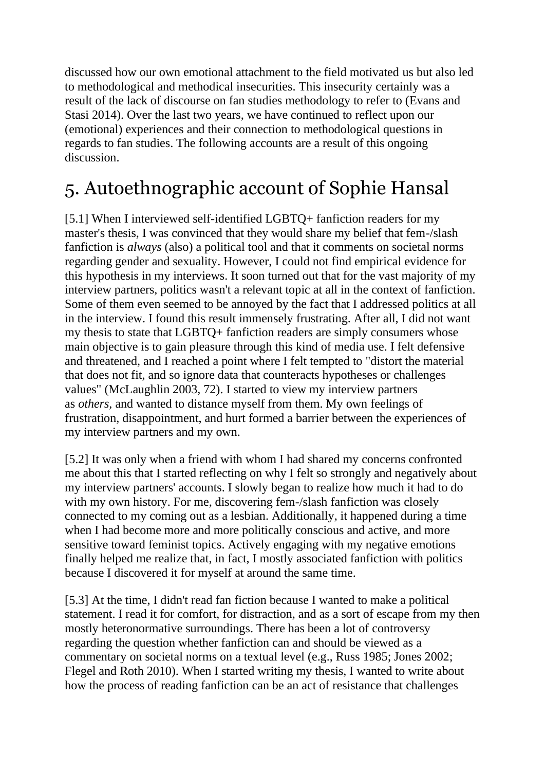discussed how our own emotional attachment to the field motivated us but also led to methodological and methodical insecurities. This insecurity certainly was a result of the lack of discourse on fan studies methodology to refer to (Evans and Stasi 2014). Over the last two years, we have continued to reflect upon our (emotional) experiences and their connection to methodological questions in regards to fan studies. The following accounts are a result of this ongoing discussion.

# 5. Autoethnographic account of Sophie Hansal

[5.1] When I interviewed self-identified LGBTQ+ fanfiction readers for my master's thesis, I was convinced that they would share my belief that fem-/slash fanfiction is *always* (also) a political tool and that it comments on societal norms regarding gender and sexuality. However, I could not find empirical evidence for this hypothesis in my interviews. It soon turned out that for the vast majority of my interview partners, politics wasn't a relevant topic at all in the context of fanfiction. Some of them even seemed to be annoyed by the fact that I addressed politics at all in the interview. I found this result immensely frustrating. After all, I did not want my thesis to state that LGBTQ+ fanfiction readers are simply consumers whose main objective is to gain pleasure through this kind of media use. I felt defensive and threatened, and I reached a point where I felt tempted to "distort the material that does not fit, and so ignore data that counteracts hypotheses or challenges values" (McLaughlin 2003, 72). I started to view my interview partners as *others,* and wanted to distance myself from them. My own feelings of frustration, disappointment, and hurt formed a barrier between the experiences of my interview partners and my own.

[5.2] It was only when a friend with whom I had shared my concerns confronted me about this that I started reflecting on why I felt so strongly and negatively about my interview partners' accounts. I slowly began to realize how much it had to do with my own history. For me, discovering fem-/slash fanfiction was closely connected to my coming out as a lesbian. Additionally, it happened during a time when I had become more and more politically conscious and active, and more sensitive toward feminist topics. Actively engaging with my negative emotions finally helped me realize that, in fact, I mostly associated fanfiction with politics because I discovered it for myself at around the same time.

[5.3] At the time, I didn't read fan fiction because I wanted to make a political statement. I read it for comfort, for distraction, and as a sort of escape from my then mostly heteronormative surroundings. There has been a lot of controversy regarding the question whether fanfiction can and should be viewed as a commentary on societal norms on a textual level (e.g., Russ 1985; Jones 2002; Flegel and Roth 2010). When I started writing my thesis, I wanted to write about how the process of reading fanfiction can be an act of resistance that challenges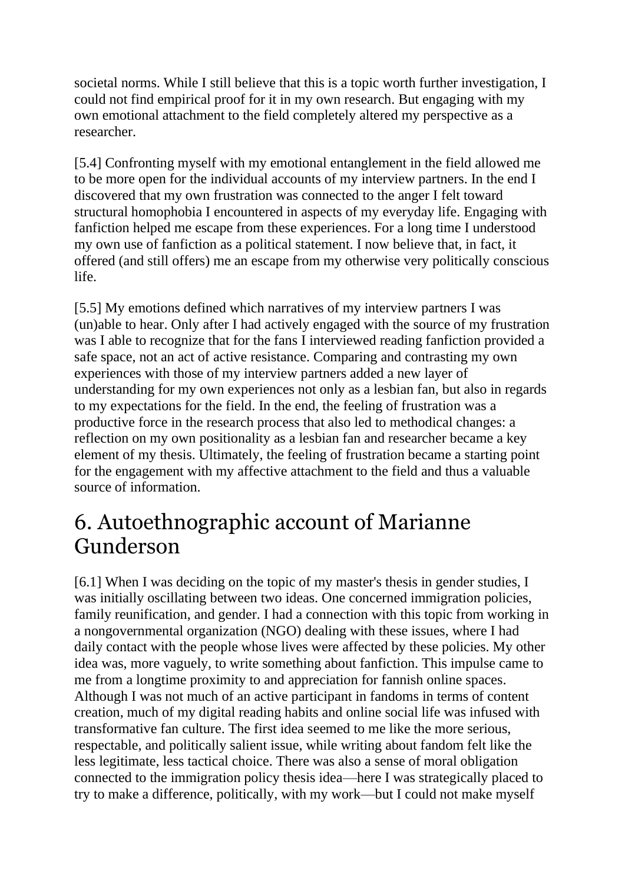societal norms. While I still believe that this is a topic worth further investigation, I could not find empirical proof for it in my own research. But engaging with my own emotional attachment to the field completely altered my perspective as a researcher.

[5.4] Confronting myself with my emotional entanglement in the field allowed me to be more open for the individual accounts of my interview partners. In the end I discovered that my own frustration was connected to the anger I felt toward structural homophobia I encountered in aspects of my everyday life. Engaging with fanfiction helped me escape from these experiences. For a long time I understood my own use of fanfiction as a political statement. I now believe that, in fact, it offered (and still offers) me an escape from my otherwise very politically conscious life.

[5.5] My emotions defined which narratives of my interview partners I was (un)able to hear. Only after I had actively engaged with the source of my frustration was I able to recognize that for the fans I interviewed reading fanfiction provided a safe space, not an act of active resistance. Comparing and contrasting my own experiences with those of my interview partners added a new layer of understanding for my own experiences not only as a lesbian fan, but also in regards to my expectations for the field. In the end, the feeling of frustration was a productive force in the research process that also led to methodical changes: a reflection on my own positionality as a lesbian fan and researcher became a key element of my thesis. Ultimately, the feeling of frustration became a starting point for the engagement with my affective attachment to the field and thus a valuable source of information.

# 6. Autoethnographic account of Marianne Gunderson

[6.1] When I was deciding on the topic of my master's thesis in gender studies, I was initially oscillating between two ideas. One concerned immigration policies, family reunification, and gender. I had a connection with this topic from working in a nongovernmental organization (NGO) dealing with these issues, where I had daily contact with the people whose lives were affected by these policies. My other idea was, more vaguely, to write something about fanfiction. This impulse came to me from a longtime proximity to and appreciation for fannish online spaces. Although I was not much of an active participant in fandoms in terms of content creation, much of my digital reading habits and online social life was infused with transformative fan culture. The first idea seemed to me like the more serious, respectable, and politically salient issue, while writing about fandom felt like the less legitimate, less tactical choice. There was also a sense of moral obligation connected to the immigration policy thesis idea—here I was strategically placed to try to make a difference, politically, with my work—but I could not make myself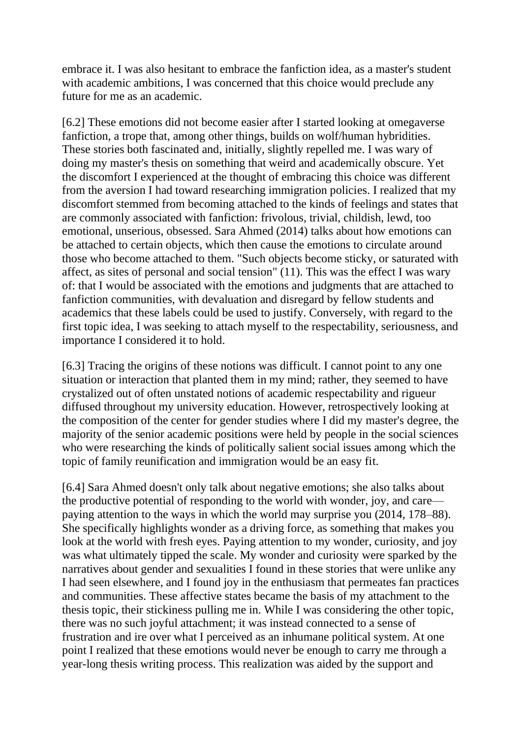embrace it. I was also hesitant to embrace the fanfiction idea, as a master's student with academic ambitions, I was concerned that this choice would preclude any future for me as an academic.

[6.2] These emotions did not become easier after I started looking at omegaverse fanfiction, a trope that, among other things, builds on wolf/human hybridities. These stories both fascinated and, initially, slightly repelled me. I was wary of doing my master's thesis on something that weird and academically obscure. Yet the discomfort I experienced at the thought of embracing this choice was different from the aversion I had toward researching immigration policies. I realized that my discomfort stemmed from becoming attached to the kinds of feelings and states that are commonly associated with fanfiction: frivolous, trivial, childish, lewd, too emotional, unserious, obsessed. Sara Ahmed (2014) talks about how emotions can be attached to certain objects, which then cause the emotions to circulate around those who become attached to them. "Such objects become sticky, or saturated with affect, as sites of personal and social tension" (11). This was the effect I was wary of: that I would be associated with the emotions and judgments that are attached to fanfiction communities, with devaluation and disregard by fellow students and academics that these labels could be used to justify. Conversely, with regard to the first topic idea, I was seeking to attach myself to the respectability, seriousness, and importance I considered it to hold.

[6.3] Tracing the origins of these notions was difficult. I cannot point to any one situation or interaction that planted them in my mind; rather, they seemed to have crystalized out of often unstated notions of academic respectability and rigueur diffused throughout my university education. However, retrospectively looking at the composition of the center for gender studies where I did my master's degree, the majority of the senior academic positions were held by people in the social sciences who were researching the kinds of politically salient social issues among which the topic of family reunification and immigration would be an easy fit.

[6.4] Sara Ahmed doesn't only talk about negative emotions; she also talks about the productive potential of responding to the world with wonder, joy, and care—paying attention to the ways in which the world may surprise you (2014, 178–88). She specifically highlights wonder as a driving force, as something that makes you look at the world with fresh eyes. Paying attention to my wonder, curiosity, and joy was what ultimately tipped the scale. My wonder and curiosity were sparked by the narratives about gender and sexualities I found in these stories that were unlike any I had seen elsewhere, and I found joy in the enthusiasm that permeates fan practices and communities. These affective states became the basis of my attachment to the thesis topic, their stickiness pulling me in. While I was considering the other topic, there was no such joyful attachment; it was instead connected to a sense of frustration and ire over what I perceived as an inhumane political system. At one point I realized that these emotions would never be enough to carry me through a year-long thesis writing process. This realization was aided by the support and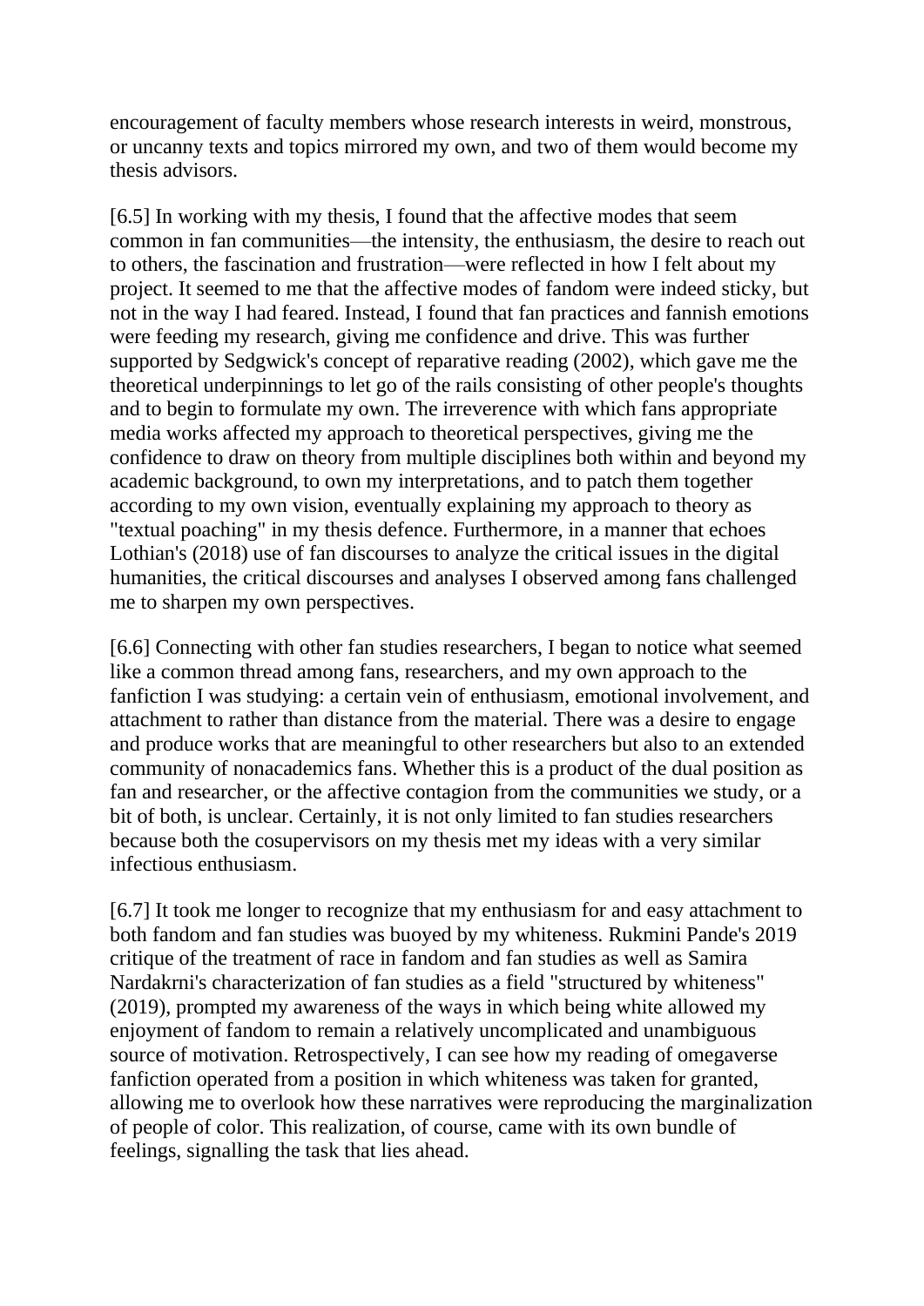encouragement of faculty members whose research interests in weird, monstrous, or uncanny texts and topics mirrored my own, and two of them would become my thesis advisors.

[6.5] In working with my thesis, I found that the affective modes that seem common in fan communities—the intensity, the enthusiasm, the desire to reach out to others, the fascination and frustration—were reflected in how I felt about my project. It seemed to me that the affective modes of fandom were indeed sticky, but not in the way I had feared. Instead, I found that fan practices and fannish emotions were feeding my research, giving me confidence and drive. This was further supported by Sedgwick's concept of reparative reading (2002), which gave me the theoretical underpinnings to let go of the rails consisting of other people's thoughts and to begin to formulate my own. The irreverence with which fans appropriate media works affected my approach to theoretical perspectives, giving me the confidence to draw on theory from multiple disciplines both within and beyond my academic background, to own my interpretations, and to patch them together according to my own vision, eventually explaining my approach to theory as "textual poaching" in my thesis defence. Furthermore, in a manner that echoes Lothian's (2018) use of fan discourses to analyze the critical issues in the digital humanities, the critical discourses and analyses I observed among fans challenged me to sharpen my own perspectives.

[6.6] Connecting with other fan studies researchers, I began to notice what seemed like a common thread among fans, researchers, and my own approach to the fanfiction I was studying: a certain vein of enthusiasm, emotional involvement, and attachment to rather than distance from the material. There was a desire to engage and produce works that are meaningful to other researchers but also to an extended community of nonacademics fans. Whether this is a product of the dual position as fan and researcher, or the affective contagion from the communities we study, or a bit of both, is unclear. Certainly, it is not only limited to fan studies researchers because both the cosupervisors on my thesis met my ideas with a very similar infectious enthusiasm.

[6.7] It took me longer to recognize that my enthusiasm for and easy attachment to both fandom and fan studies was buoyed by my whiteness. Rukmini Pande's 2019 critique of the treatment of race in fandom and fan studies as well as Samira Nardakrni's characterization of fan studies as a field "structured by whiteness" (2019), prompted my awareness of the ways in which being white allowed my enjoyment of fandom to remain a relatively uncomplicated and unambiguous source of motivation. Retrospectively, I can see how my reading of omegaverse fanfiction operated from a position in which whiteness was taken for granted, allowing me to overlook how these narratives were reproducing the marginalization of people of color. This realization, of course, came with its own bundle of feelings, signalling the task that lies ahead.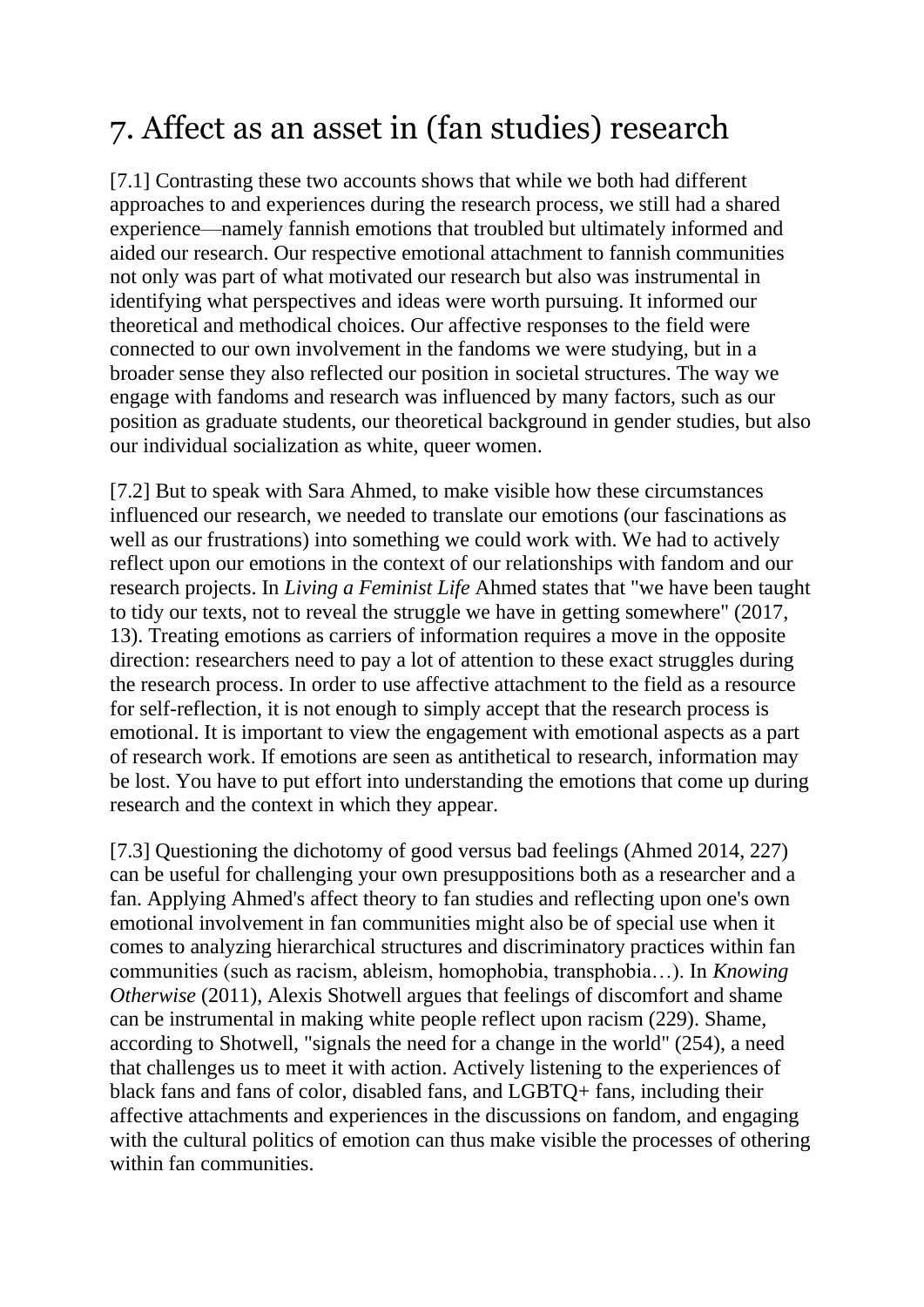# 7. Affect as an asset in (fan studies) research

[7.1] Contrasting these two accounts shows that while we both had different approaches to and experiences during the research process, we still had a shared experience—namely fannish emotions that troubled but ultimately informed and aided our research. Our respective emotional attachment to fannish communities not only was part of what motivated our research but also was instrumental in identifying what perspectives and ideas were worth pursuing. It informed our theoretical and methodical choices. Our affective responses to the field were connected to our own involvement in the fandoms we were studying, but in a broader sense they also reflected our position in societal structures. The way we engage with fandoms and research was influenced by many factors, such as our position as graduate students, our theoretical background in gender studies, but also our individual socialization as white, queer women.

[7.2] But to speak with Sara Ahmed, to make visible how these circumstances influenced our research, we needed to translate our emotions (our fascinations as well as our frustrations) into something we could work with. We had to actively reflect upon our emotions in the context of our relationships with fandom and our research projects. In *Living a Feminist Life* Ahmed states that "we have been taught to tidy our texts, not to reveal the struggle we have in getting somewhere" (2017, 13). Treating emotions as carriers of information requires a move in the opposite direction: researchers need to pay a lot of attention to these exact struggles during the research process. In order to use affective attachment to the field as a resource for self-reflection, it is not enough to simply accept that the research process is emotional. It is important to view the engagement with emotional aspects as a part of research work. If emotions are seen as antithetical to research, information may be lost. You have to put effort into understanding the emotions that come up during research and the context in which they appear.

[7.3] Questioning the dichotomy of good versus bad feelings (Ahmed 2014, 227) can be useful for challenging your own presuppositions both as a researcher and a fan. Applying Ahmed's affect theory to fan studies and reflecting upon one's own emotional involvement in fan communities might also be of special use when it comes to analyzing hierarchical structures and discriminatory practices within fan communities (such as racism, ableism, homophobia, transphobia…). In *Knowing Otherwise* (2011), Alexis Shotwell argues that feelings of discomfort and shame can be instrumental in making white people reflect upon racism (229). Shame, according to Shotwell, "signals the need for a change in the world" (254), a need that challenges us to meet it with action. Actively listening to the experiences of black fans and fans of color, disabled fans, and LGBTQ+ fans, including their affective attachments and experiences in the discussions on fandom, and engaging with the cultural politics of emotion can thus make visible the processes of othering within fan communities.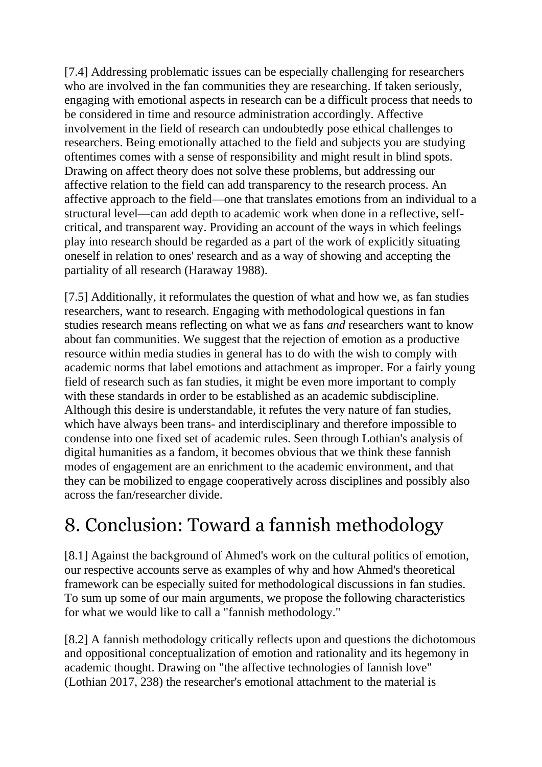[7.4] Addressing problematic issues can be especially challenging for researchers who are involved in the fan communities they are researching. If taken seriously, engaging with emotional aspects in research can be a difficult process that needs to be considered in time and resource administration accordingly. Affective involvement in the field of research can undoubtedly pose ethical challenges to researchers. Being emotionally attached to the field and subjects you are studying oftentimes comes with a sense of responsibility and might result in blind spots. Drawing on affect theory does not solve these problems, but addressing our affective relation to the field can add transparency to the research process. An affective approach to the field—one that translates emotions from an individual to a structural level—can add depth to academic work when done in a reflective, self-critical, and transparent way. Providing an account of the ways in which feelings play into research should be regarded as a part of the work of explicitly situating oneself in relation to ones' research and as a way of showing and accepting the partiality of all research (Haraway 1988).

[7.5] Additionally, it reformulates the question of what and how we, as fan studies researchers, want to research. Engaging with methodological questions in fan studies research means reflecting on what we as fans *and* researchers want to know about fan communities. We suggest that the rejection of emotion as a productive resource within media studies in general has to do with the wish to comply with academic norms that label emotions and attachment as improper. For a fairly young field of research such as fan studies, it might be even more important to comply with these standards in order to be established as an academic subdiscipline. Although this desire is understandable, it refutes the very nature of fan studies, which have always been trans- and interdisciplinary and therefore impossible to condense into one fixed set of academic rules. Seen through Lothian's analysis of digital humanities as a fandom, it becomes obvious that we think these fannish modes of engagement are an enrichment to the academic environment, and that they can be mobilized to engage cooperatively across disciplines and possibly also across the fan/researcher divide.

## 8. Conclusion: Toward a fannish methodology

[8.1] Against the background of Ahmed's work on the cultural politics of emotion, our respective accounts serve as examples of why and how Ahmed's theoretical framework can be especially suited for methodological discussions in fan studies. To sum up some of our main arguments, we propose the following characteristics for what we would like to call a "fannish methodology."

[8.2] A fannish methodology critically reflects upon and questions the dichotomous and oppositional conceptualization of emotion and rationality and its hegemony in academic thought. Drawing on "the affective technologies of fannish love" (Lothian 2017, 238) the researcher's emotional attachment to the material is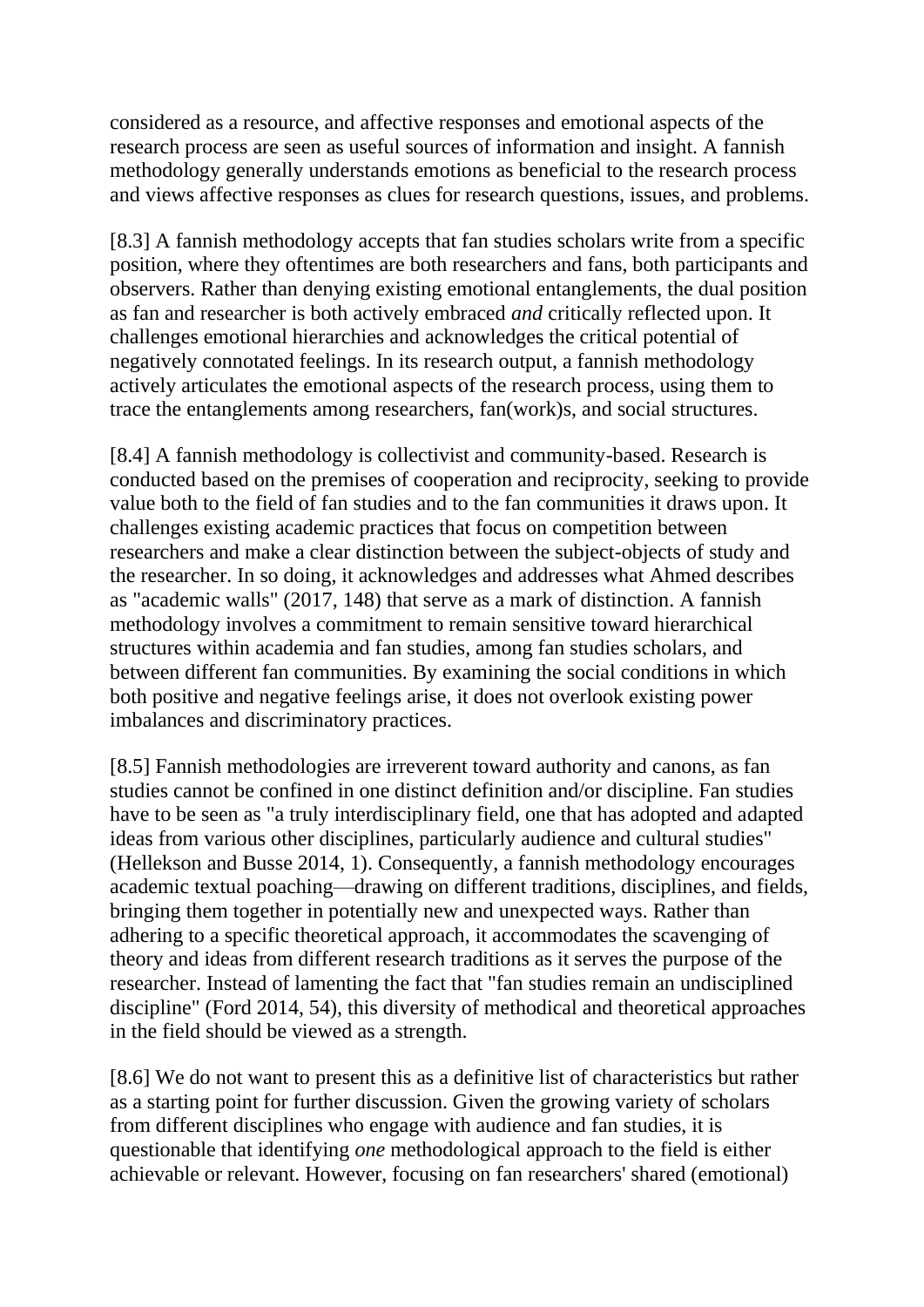considered as a resource, and affective responses and emotional aspects of the research process are seen as useful sources of information and insight. A fannish methodology generally understands emotions as beneficial to the research process and views affective responses as clues for research questions, issues, and problems.

[8.3] A fannish methodology accepts that fan studies scholars write from a specific position, where they oftentimes are both researchers and fans, both participants and observers. Rather than denying existing emotional entanglements, the dual position as fan and researcher is both actively embraced *and* critically reflected upon. It challenges emotional hierarchies and acknowledges the critical potential of negatively connotated feelings. In its research output, a fannish methodology actively articulates the emotional aspects of the research process, using them to trace the entanglements among researchers, fan(work)s, and social structures.

[8.4] A fannish methodology is collectivist and community-based. Research is conducted based on the premises of cooperation and reciprocity, seeking to provide value both to the field of fan studies and to the fan communities it draws upon. It challenges existing academic practices that focus on competition between researchers and make a clear distinction between the subject-objects of study and the researcher. In so doing, it acknowledges and addresses what Ahmed describes as "academic walls" (2017, 148) that serve as a mark of distinction. A fannish methodology involves a commitment to remain sensitive toward hierarchical structures within academia and fan studies, among fan studies scholars, and between different fan communities. By examining the social conditions in which both positive and negative feelings arise, it does not overlook existing power imbalances and discriminatory practices.

[8.5] Fannish methodologies are irreverent toward authority and canons, as fan studies cannot be confined in one distinct definition and/or discipline. Fan studies have to be seen as "a truly interdisciplinary field, one that has adopted and adapted ideas from various other disciplines, particularly audience and cultural studies" (Hellekson and Busse 2014, 1). Consequently, a fannish methodology encourages academic textual poaching—drawing on different traditions, disciplines, and fields, bringing them together in potentially new and unexpected ways. Rather than adhering to a specific theoretical approach, it accommodates the scavenging of theory and ideas from different research traditions as it serves the purpose of the researcher. Instead of lamenting the fact that "fan studies remain an undisciplined discipline" (Ford 2014, 54), this diversity of methodical and theoretical approaches in the field should be viewed as a strength.

[8.6] We do not want to present this as a definitive list of characteristics but rather as a starting point for further discussion. Given the growing variety of scholars from different disciplines who engage with audience and fan studies, it is questionable that identifying *one* methodological approach to the field is either achievable or relevant. However, focusing on fan researchers' shared (emotional)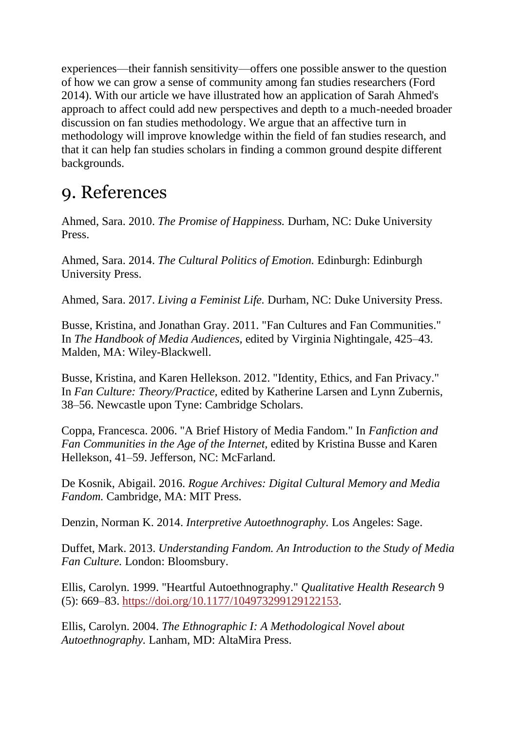experiences—their fannish sensitivity—offers one possible answer to the question of how we can grow a sense of community among fan studies researchers (Ford 2014). With our article we have illustrated how an application of Sarah Ahmed's approach to affect could add new perspectives and depth to a much-needed broader discussion on fan studies methodology. We argue that an affective turn in methodology will improve knowledge within the field of fan studies research, and that it can help fan studies scholars in finding a common ground despite different backgrounds.

## 9. References

Ahmed, Sara. 2010. *The Promise of Happiness.* Durham, NC: Duke University Press.

Ahmed, Sara. 2014. *The Cultural Politics of Emotion.* Edinburgh: Edinburgh University Press.

Ahmed, Sara. 2017. *Living a Feminist Life.* Durham, NC: Duke University Press.

Busse, Kristina, and Jonathan Gray. 2011. "Fan Cultures and Fan Communities." In *The Handbook of Media Audiences,* edited by Virginia Nightingale, 425–43. Malden, MA: Wiley-Blackwell.

Busse, Kristina, and Karen Hellekson. 2012. "Identity, Ethics, and Fan Privacy." In *Fan Culture: Theory/Practice,* edited by Katherine Larsen and Lynn Zubernis, 38–56. Newcastle upon Tyne: Cambridge Scholars.

Coppa, Francesca. 2006. "A Brief History of Media Fandom." In *Fanfiction and Fan Communities in the Age of the Internet,* edited by Kristina Busse and Karen Hellekson, 41–59. Jefferson, NC: McFarland.

De Kosnik, Abigail. 2016. *Rogue Archives: Digital Cultural Memory and Media Fandom.* Cambridge, MA: MIT Press.

Denzin, Norman K. 2014. *Interpretive Autoethnography.* Los Angeles: Sage.

Duffet, Mark. 2013. *Understanding Fandom. An Introduction to the Study of Media Fan Culture.* London: Bloomsbury.

Ellis, Carolyn. 1999. "Heartful Autoethnography." *Qualitative Health Research* 9 (5): 669–83. https://doi.org/10.1177/104973299129122153.

Ellis, Carolyn. 2004. *The Ethnographic I: A Methodological Novel about Autoethnography.* Lanham, MD: AltaMira Press.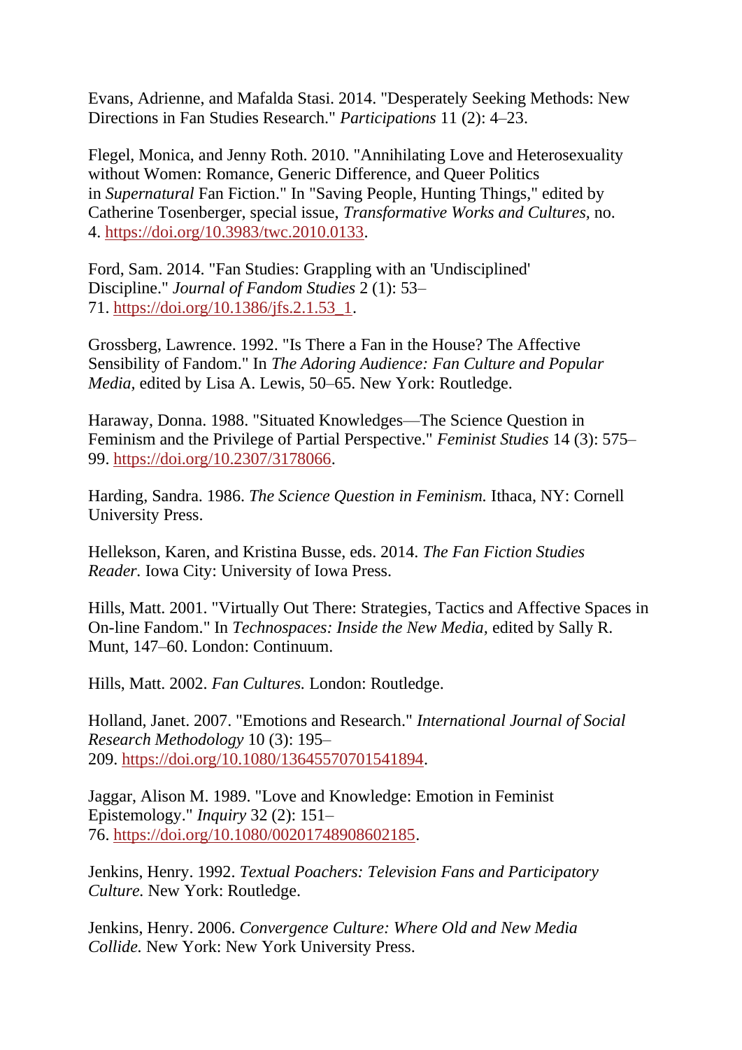Evans, Adrienne, and Mafalda Stasi. 2014. "Desperately Seeking Methods: New Directions in Fan Studies Research." *Participations* 11 (2): 4–23.

Flegel, Monica, and Jenny Roth. 2010. "Annihilating Love and Heterosexuality without Women: Romance, Generic Difference, and Queer Politics in *Supernatural* Fan Fiction." In "Saving People, Hunting Things," edited by Catherine Tosenberger, special issue, *Transformative Works and Cultures*, no. 4. https://doi.org/10.3983/twc.2010.0133.

Ford, Sam. 2014. "Fan Studies: Grappling with an 'Undisciplined' Discipline." *Journal of Fandom Studies* 2 (1): 53–71. https://doi.org/10.1386/jfs.2.1.53_1.

Grossberg, Lawrence. 1992. "Is There a Fan in the House? The Affective Sensibility of Fandom." In *The Adoring Audience: Fan Culture and Popular Media*, edited by Lisa A. Lewis, 50–65. New York: Routledge.

Haraway, Donna. 1988. "Situated Knowledges—The Science Question in Feminism and the Privilege of Partial Perspective." *Feminist Studies* 14 (3): 575–99. https://doi.org/10.2307/3178066.

Harding, Sandra. 1986. *The Science Question in Feminism.* Ithaca, NY: Cornell University Press.

Hellekson, Karen, and Kristina Busse, eds. 2014. *The Fan Fiction Studies Reader.* Iowa City: University of Iowa Press.

Hills, Matt. 2001. "Virtually Out There: Strategies, Tactics and Affective Spaces in On-line Fandom." In *Technospaces: Inside the New Media*, edited by Sally R. Munt, 147–60. London: Continuum.

Hills, Matt. 2002. *Fan Cultures.* London: Routledge.

Holland, Janet. 2007. "Emotions and Research." *International Journal of Social Research Methodology* 10 (3): 195–209. https://doi.org/10.1080/13645570701541894.

Jaggar, Alison M. 1989. "Love and Knowledge: Emotion in Feminist Epistemology." *Inquiry* 32 (2): 151–76. https://doi.org/10.1080/00201748908602185.

Jenkins, Henry. 1992. *Textual Poachers: Television Fans and Participatory Culture.* New York: Routledge.

Jenkins, Henry. 2006. *Convergence Culture: Where Old and New Media Collide.* New York: New York University Press.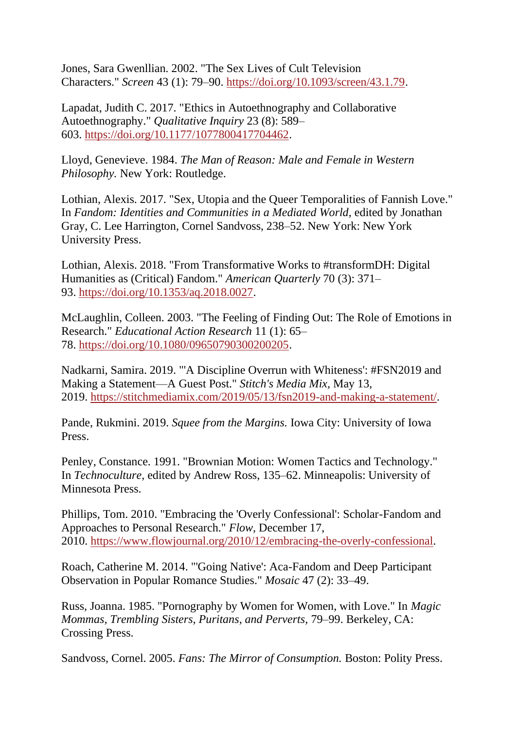Jones, Sara Gwenllian. 2002. "The Sex Lives of Cult Television Characters." *Screen* 43 (1): 79–90. https://doi.org/10.1093/screen/43.1.79.

Lapadat, Judith C. 2017. "Ethics in Autoethnography and Collaborative Autoethnography." *Qualitative Inquiry* 23 (8): 589–603. https://doi.org/10.1177/1077800417704462.

Lloyd, Genevieve. 1984. *The Man of Reason: Male and Female in Western Philosophy.* New York: Routledge.

Lothian, Alexis. 2017. "Sex, Utopia and the Queer Temporalities of Fannish Love." In *Fandom: Identities and Communities in a Mediated World,* edited by Jonathan Gray, C. Lee Harrington, Cornel Sandvoss, 238–52. New York: New York University Press.

Lothian, Alexis. 2018. "From Transformative Works to #transformDH: Digital Humanities as (Critical) Fandom." *American Quarterly* 70 (3): 371–93. https://doi.org/10.1353/aq.2018.0027.

McLaughlin, Colleen. 2003. "The Feeling of Finding Out: The Role of Emotions in Research." *Educational Action Research* 11 (1): 65–78. https://doi.org/10.1080/09650790300200205.

Nadkarni, Samira. 2019. "'A Discipline Overrun with Whiteness': #FSN2019 and Making a Statement—A Guest Post." *Stitch's Media Mix,* May 13, 2019. https://stitchmediamix.com/2019/05/13/fsn2019-and-making-a-statement/.

Pande, Rukmini. 2019. *Squee from the Margins.* Iowa City: University of Iowa Press.

Penley, Constance. 1991. "Brownian Motion: Women Tactics and Technology." In *Technoculture,* edited by Andrew Ross, 135–62. Minneapolis: University of Minnesota Press.

Phillips, Tom. 2010. "Embracing the 'Overly Confessional': Scholar-Fandom and Approaches to Personal Research." *Flow,* December 17, 2010. https://www.flowjournal.org/2010/12/embracing-the-overly-confessional.

Roach, Catherine M. 2014. "'Going Native': Aca-Fandom and Deep Participant Observation in Popular Romance Studies." *Mosaic* 47 (2): 33–49.

Russ, Joanna. 1985. "Pornography by Women for Women, with Love." In *Magic Mommas, Trembling Sisters, Puritans, and Perverts,* 79–99. Berkeley, CA: Crossing Press.

Sandvoss, Cornel. 2005. *Fans: The Mirror of Consumption.* Boston: Polity Press.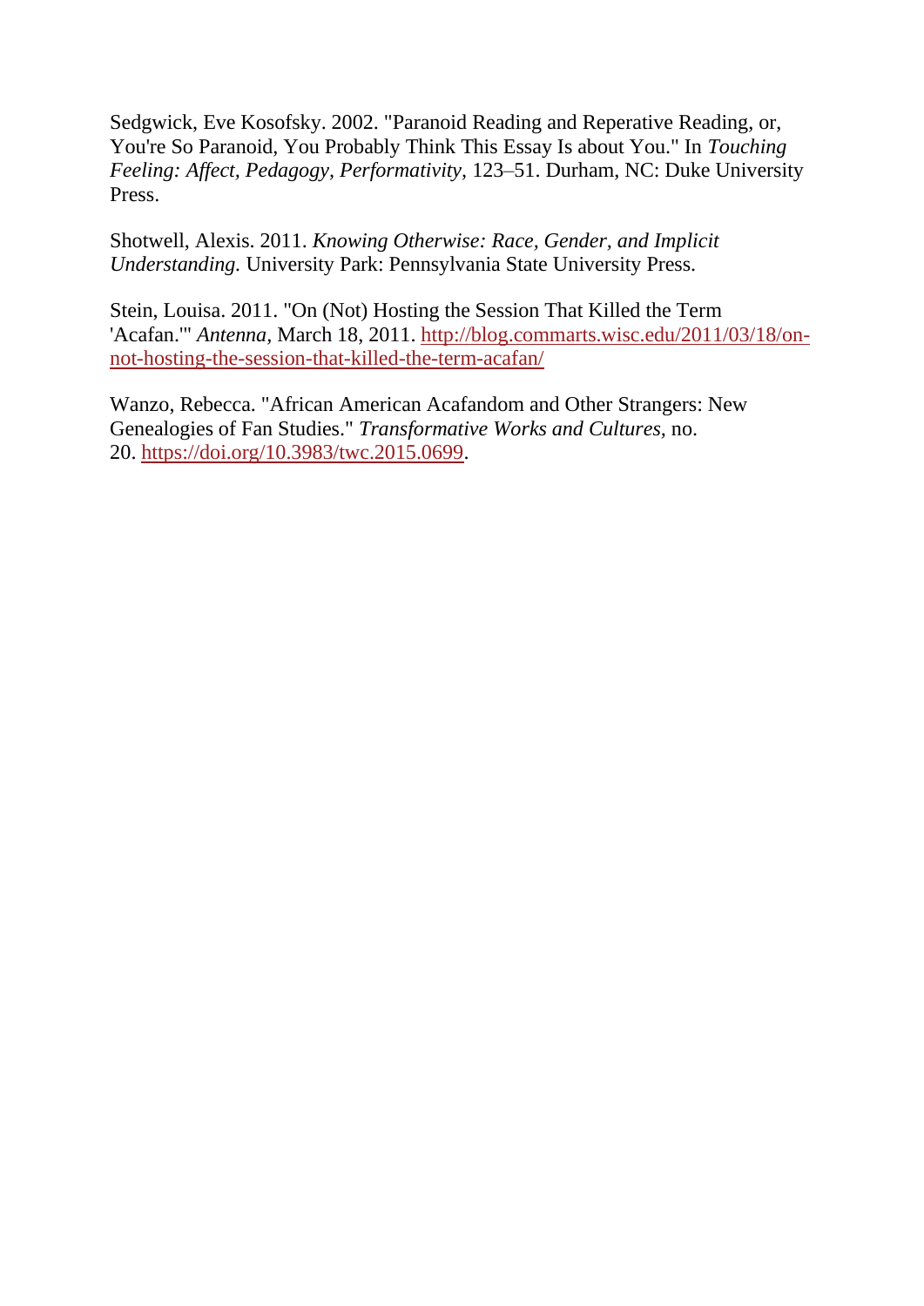Sedgwick, Eve Kosofsky. 2002. "Paranoid Reading and Reperative Reading, or, You're So Paranoid, You Probably Think This Essay Is about You." In *Touching Feeling: Affect, Pedagogy, Performativity*, 123–51. Durham, NC: Duke University Press.

Shotwell, Alexis. 2011. *Knowing Otherwise: Race, Gender, and Implicit Understanding.* University Park: Pennsylvania State University Press.

Stein, Louisa. 2011. "On (Not) Hosting the Session That Killed the Term 'Acafan.'" *Antenna*, March 18, 2011. [http://blog.commarts.wisc.edu/2011/03/18/on-not-hosting-the-session-that-killed-the-term-acafan/](http://blog.commarts.wisc.edu/2011/03/18/on-not-hosting-the-session-that-killed-the-term-acafan/)

Wanzo, Rebecca. "African American Acafandom and Other Strangers: New Genealogies of Fan Studies." *Transformative Works and Cultures*, no. 20. [https://doi.org/10.3983/twc.2015.0699](https://doi.org/10.3983/twc.2015.0699).